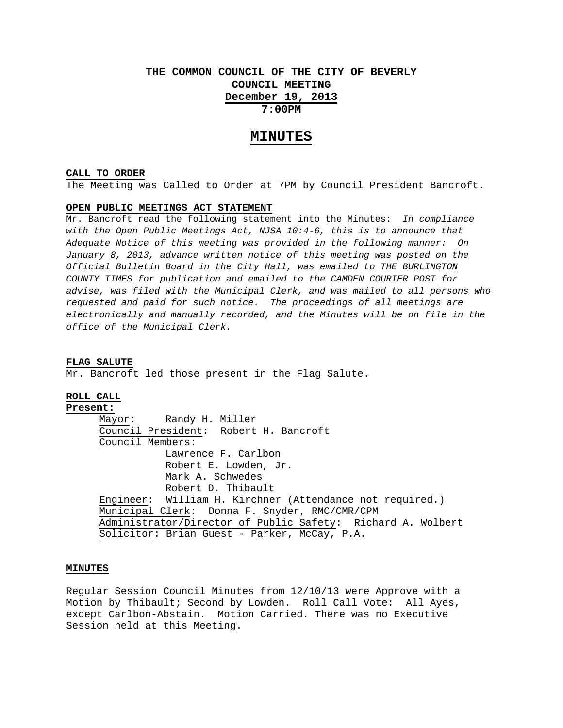# THE COMMON COUNCIL OF THE CITY OF BEVERLY
## COUNCIL MEETING
## December 19, 2013
## 7:00PM

# MINUTES

**CALL TO ORDER**

The Meeting was Called to Order at 7PM by Council President Bancroft.

**OPEN PUBLIC MEETINGS ACT STATEMENT**

Mr. Bancroft read the following statement into the Minutes: *In compliance with the Open Public Meetings Act, NJSA 10:4-6, this is to announce that Adequate Notice of this meeting was provided in the following manner: On January 8, 2013, advance written notice of this meeting was posted on the Official Bulletin Board in the City Hall, was emailed to THE BURLINGTON COUNTY TIMES for publication and emailed to the CAMDEN COURIER POST for advise, was filed with the Municipal Clerk, and was mailed to all persons who requested and paid for such notice. The proceedings of all meetings are electronically and manually recorded, and the Minutes will be on file in the office of the Municipal Clerk.*

**FLAG SALUTE**

Mr. Bancroft led those present in the Flag Salute.

**ROLL CALL**

**Present:**

Mayor: Randy H. Miller
Council President: Robert H. Bancroft
Council Members:
- Lawrence F. Carlbon
- Robert E. Lowden, Jr.
- Mark A. Schwedes
- Robert D. Thibault

Engineer: William H. Kirchner (Attendance not required.)
Municipal Clerk: Donna F. Snyder, RMC/CMR/CPM
Administrator/Director of Public Safety: Richard A. Wolbert
Solicitor: Brian Guest - Parker, McCay, P.A.

**MINUTES**

Regular Session Council Minutes from 12/10/13 were Approve with a Motion by Thibault; Second by Lowden. Roll Call Vote: All Ayes, except Carlbon-Abstain. Motion Carried. There was no Executive Session held at this Meeting.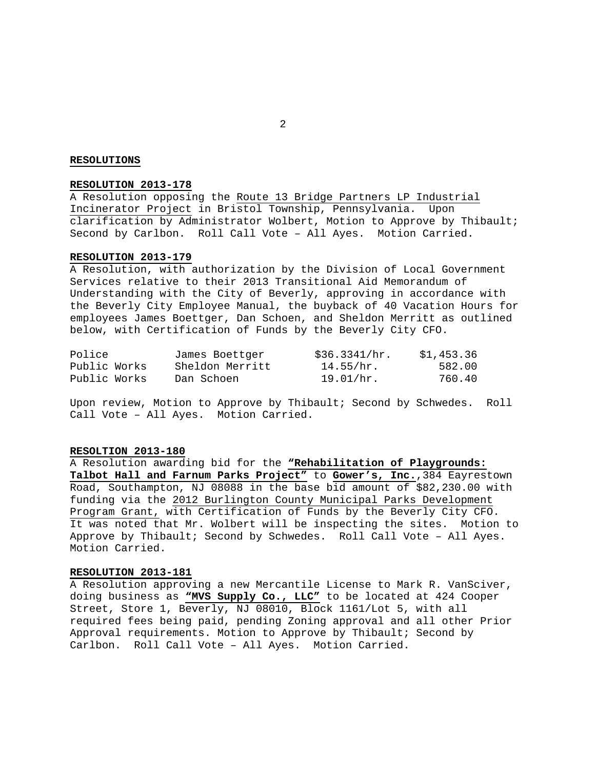**RESOLUTIONS**

**RESOLUTION 2013-178**

A Resolution opposing the Route 13 Bridge Partners LP Industrial Incinerator Project in Bristol Township, Pennsylvania. Upon clarification by Administrator Wolbert, Motion to Approve by Thibault; Second by Carlbon. Roll Call Vote – All Ayes. Motion Carried.

**RESOLUTION 2013-179**

A Resolution, with authorization by the Division of Local Government Services relative to their 2013 Transitional Aid Memorandum of Understanding with the City of Beverly, approving in accordance with the Beverly City Employee Manual, the buyback of 40 Vacation Hours for employees James Boettger, Dan Schoen, and Sheldon Merritt as outlined below, with Certification of Funds by the Beverly City CFO.

| | | | |
|---|---|---|---|
| Police | James Boettger | $36.3341/hr. | $1,453.36 |
| Public Works | Sheldon Merritt | 14.55/hr. | 582.00 |
| Public Works | Dan Schoen | 19.01/hr. | 760.40 |

Upon review, Motion to Approve by Thibault; Second by Schwedes. Roll Call Vote – All Ayes. Motion Carried.

**RESOLTION 2013-180**

A Resolution awarding bid for the **"Rehabilitation of Playgrounds: Talbot Hall and Farnum Parks Project"** to **Gower's, Inc.**,384 Eayrestown Road, Southampton, NJ 08088 in the base bid amount of $82,230.00 with funding via the 2012 Burlington County Municipal Parks Development Program Grant, with Certification of Funds by the Beverly City CFO. It was noted that Mr. Wolbert will be inspecting the sites. Motion to Approve by Thibault; Second by Schwedes. Roll Call Vote – All Ayes. Motion Carried.

**RESOLUTION 2013-181**

A Resolution approving a new Mercantile License to Mark R. VanSciver, doing business as **"MVS Supply Co., LLC"** to be located at 424 Cooper Street, Store 1, Beverly, NJ 08010, Block 1161/Lot 5, with all required fees being paid, pending Zoning approval and all other Prior Approval requirements. Motion to Approve by Thibault; Second by Carlbon. Roll Call Vote – All Ayes. Motion Carried.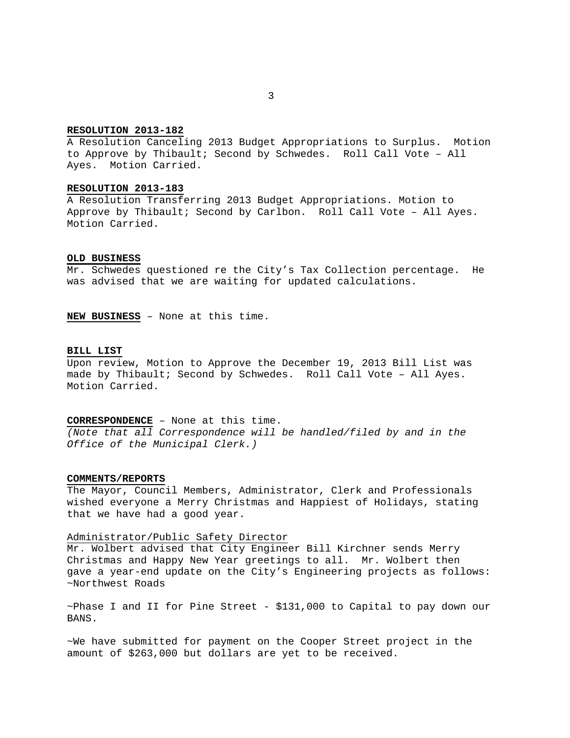**RESOLUTION 2013-182**

A Resolution Canceling 2013 Budget Appropriations to Surplus. Motion to Approve by Thibault; Second by Schwedes. Roll Call Vote – All Ayes. Motion Carried.

**RESOLUTION 2013-183**

A Resolution Transferring 2013 Budget Appropriations. Motion to Approve by Thibault; Second by Carlbon. Roll Call Vote – All Ayes. Motion Carried.

**OLD BUSINESS**

Mr. Schwedes questioned re the City's Tax Collection percentage. He was advised that we are waiting for updated calculations.

**NEW BUSINESS** – None at this time.

**BILL LIST**

Upon review, Motion to Approve the December 19, 2013 Bill List was made by Thibault; Second by Schwedes. Roll Call Vote – All Ayes. Motion Carried.

**CORRESPONDENCE** – None at this time.
*(Note that all Correspondence will be handled/filed by and in the Office of the Municipal Clerk.)*

**COMMENTS/REPORTS**

The Mayor, Council Members, Administrator, Clerk and Professionals wished everyone a Merry Christmas and Happiest of Holidays, stating that we have had a good year.

Administrator/Public Safety Director

Mr. Wolbert advised that City Engineer Bill Kirchner sends Merry Christmas and Happy New Year greetings to all. Mr. Wolbert then gave a year-end update on the City's Engineering projects as follows:
~Northwest Roads

~Phase I and II for Pine Street - $131,000 to Capital to pay down our BANS.

~We have submitted for payment on the Cooper Street project in the amount of $263,000 but dollars are yet to be received.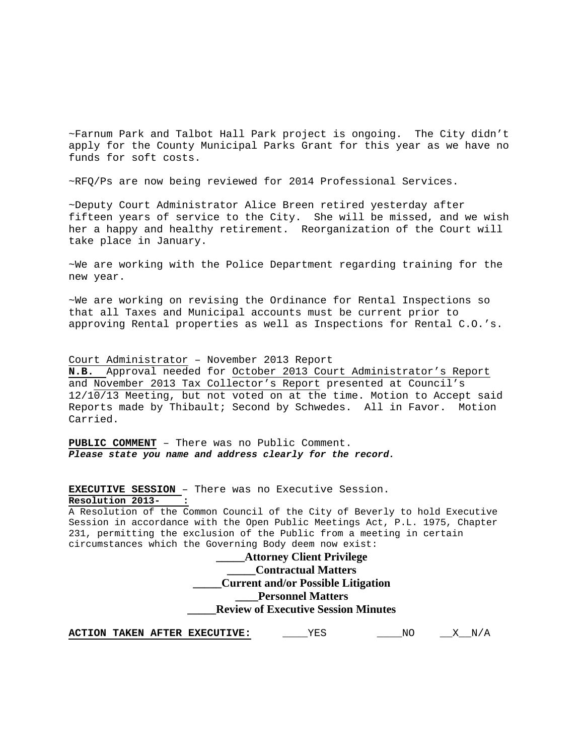~Farnum Park and Talbot Hall Park project is ongoing. The City didn't apply for the County Municipal Parks Grant for this year as we have no funds for soft costs.

~RFQ/Ps are now being reviewed for 2014 Professional Services.

~Deputy Court Administrator Alice Breen retired yesterday after fifteen years of service to the City. She will be missed, and we wish her a happy and healthy retirement. Reorganization of the Court will take place in January.

~We are working with the Police Department regarding training for the new year.

~We are working on revising the Ordinance for Rental Inspections so that all Taxes and Municipal accounts must be current prior to approving Rental properties as well as Inspections for Rental C.O.'s.

Court Administrator – November 2013 Report
**N.B.** Approval needed for October 2013 Court Administrator's Report and November 2013 Tax Collector's Report presented at Council's 12/10/13 Meeting, but not voted on at the time. Motion to Accept said Reports made by Thibault; Second by Schwedes. All in Favor. Motion Carried.

**PUBLIC COMMENT** – There was no Public Comment.
***Please state you name and address clearly for the record.***

**EXECUTIVE SESSION** – There was no Executive Session.
**Resolution 2013-    :**
A Resolution of the Common Council of the City of Beverly to hold Executive Session in accordance with the Open Public Meetings Act, P.L. 1975, Chapter 231, permitting the exclusion of the Public from a meeting in certain circumstances which the Governing Body deem now exist:

**_____Attorney Client Privilege**
**_____Contractual Matters**
**_____Current and/or Possible Litigation**
**____Personnel Matters**
**_____Review of Executive Session Minutes**

**ACTION TAKEN AFTER EXECUTIVE:** ____YES ____NO __X__N/A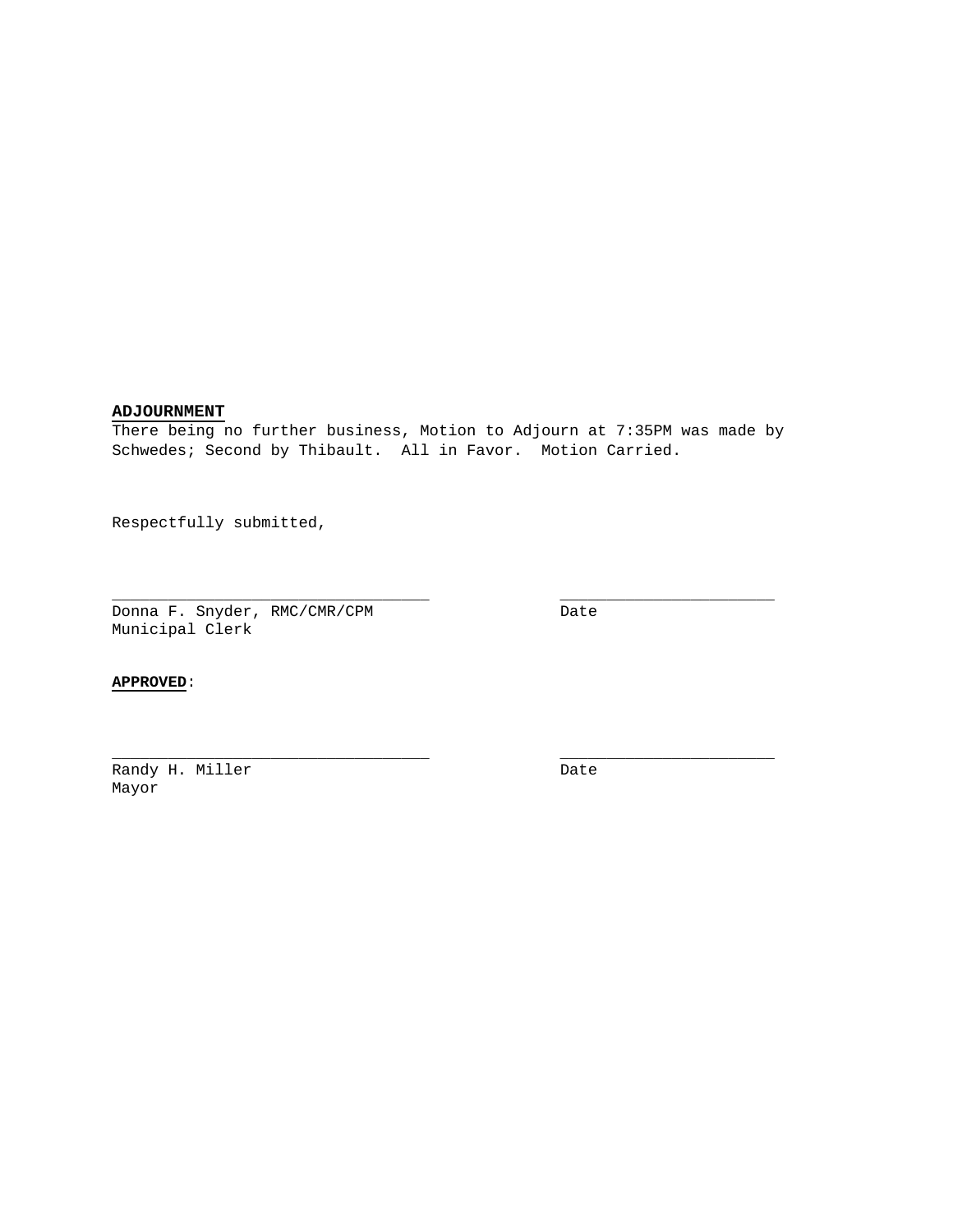**ADJOURNMENT**

There being no further business, Motion to Adjourn at 7:35PM was made by Schwedes; Second by Thibault. All in Favor. Motion Carried.

Respectfully submitted,

\_\_\_\_\_\_\_\_\_\_\_\_\_\_\_\_\_\_\_\_\_\_\_\_\_\_\_\_\_\_\_\_\_\_\_ \_\_\_\_\_\_\_\_\_\_\_\_\_\_\_\_\_\_\_\_\_\_\_

Donna F. Snyder, RMC/CMR/CPM Date

Municipal Clerk

**APPROVED**:

\_\_\_\_\_\_\_\_\_\_\_\_\_\_\_\_\_\_\_\_\_\_\_\_\_\_\_\_\_\_\_\_\_\_\_ \_\_\_\_\_\_\_\_\_\_\_\_\_\_\_\_\_\_\_\_\_\_\_

Randy H. Miller Date

Mayor